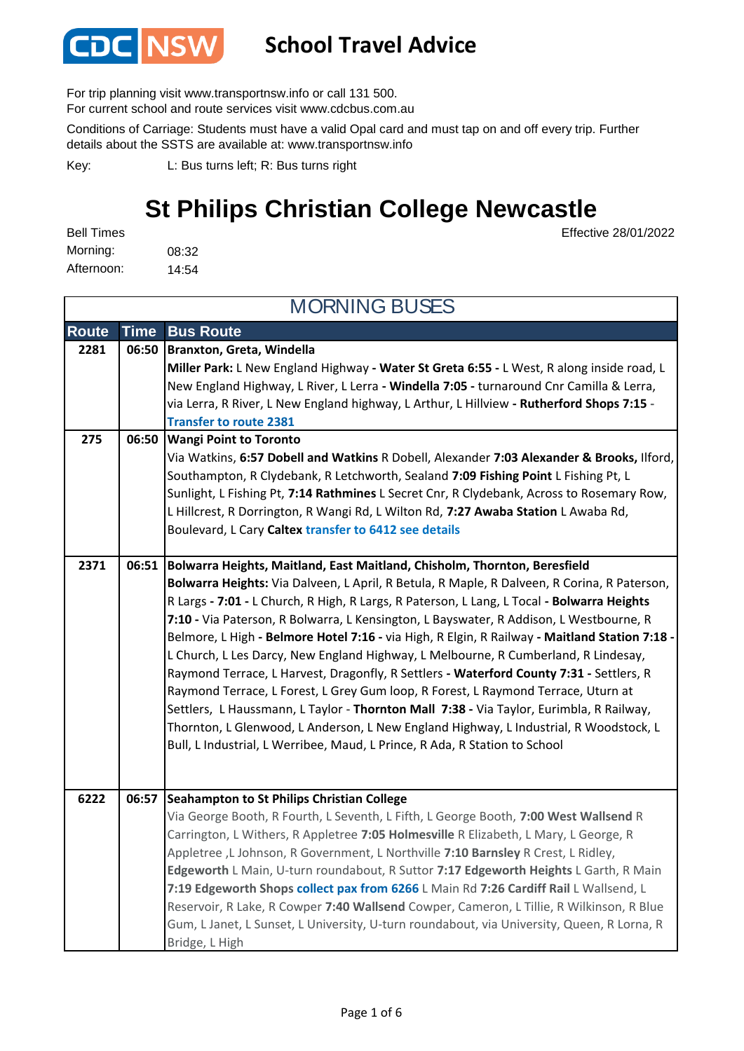# CDC NSW School Travel Advice

For trip planning visit www.transportnsw.info or call 131 500.
For current school and route services visit www.cdcbus.com.au

Conditions of Carriage: Students must have a valid Opal card and must tap on and off every trip. Further details about the SSTS are available at: www.transportnsw.info

Key: L: Bus turns left; R: Bus turns right

# St Philips Christian College Newcastle

Effective 28/01/2022

Bell Times
Morning: 08:32
Afternoon: 14:54

## MORNING BUSES

| Route | Time | Bus Route |
|---|---|---|
| 2281 | 06:50 | **Branxton, Greta, Windella** **Miller Park:** L New England Highway **- Water St Greta 6:55 -** L West, R along inside road, L New England Highway, L River, L Lerra **- Windella 7:05 -** turnaround Cnr Camilla & Lerra, via Lerra, R River, L New England highway, L Arthur, L Hillview **- Rutherford Shops 7:15** - **Transfer to route 2381** |
| 275 | 06:50 | **Wangi Point to Toronto** Via Watkins, **6:57 Dobell and Watkins** R Dobell, Alexander **7:03 Alexander & Brooks,** Ilford, Southampton, R Clydebank, R Letchworth, Sealand **7:09 Fishing Point** L Fishing Pt, L Sunlight, L Fishing Pt, **7:14 Rathmines** L Secret Cnr, R Clydebank, Across to Rosemary Row, L Hillcrest, R Dorrington, R Wangi Rd, L Wilton Rd, **7:27 Awaba Station** L Awaba Rd, Boulevard, L Cary **Caltex transfer to 6412 see details** |
| 2371 | 06:51 | **Bolwarra Heights, Maitland, East Maitland, Chisholm, Thornton, Beresfield** **Bolwarra Heights:** Via Dalveen, L April, R Betula, R Maple, R Dalveen, R Corina, R Paterson, R Largs **- 7:01 -** L Church, R High, R Largs, R Paterson, L Lang, L Tocal **- Bolwarra Heights 7:10 -** Via Paterson, R Bolwarra, L Kensington, L Bayswater, R Addison, L Westbourne, R Belmore, L High **- Belmore Hotel 7:16 -** via High, R Elgin, R Railway **- Maitland Station 7:18 -** L Church, L Les Darcy, New England Highway, L Melbourne, R Cumberland, R Lindesay, Raymond Terrace, L Harvest, Dragonfly, R Settlers **- Waterford County 7:31 -** Settlers, R Raymond Terrace, L Forest, L Grey Gum loop, R Forest, L Raymond Terrace, Uturn at Settlers, L Haussmann, L Taylor - **Thornton Mall 7:38 -** Via Taylor, Eurimbla, R Railway, Thornton, L Glenwood, L Anderson, L New England Highway, L Industrial, R Woodstock, L Bull, L Industrial, L Werribee, Maud, L Prince, R Ada, R Station to School |
| 6222 | 06:57 | **Seahampton to St Philips Christian College** Via George Booth, R Fourth, L Seventh, L Fifth, L George Booth, **7:00 West Wallsend** R Carrington, L Withers, R Appletree **7:05 Holmesville** R Elizabeth, L Mary, L George, R Appletree ,L Johnson, R Government, L Northville **7:10 Barnsley** R Crest, L Ridley, **Edgeworth** L Main, U-turn roundabout, R Suttor **7:17 Edgeworth Heights** L Garth, R Main **7:19 Edgeworth Shops collect pax from 6266** L Main Rd **7:26 Cardiff Rail** L Wallsend, L Reservoir, R Lake, R Cowper **7:40 Wallsend** Cowper, Cameron, L Tillie, R Wilkinson, R Blue Gum, L Janet, L Sunset, L University, U-turn roundabout, via University, Queen, R Lorna, R Bridge, L High |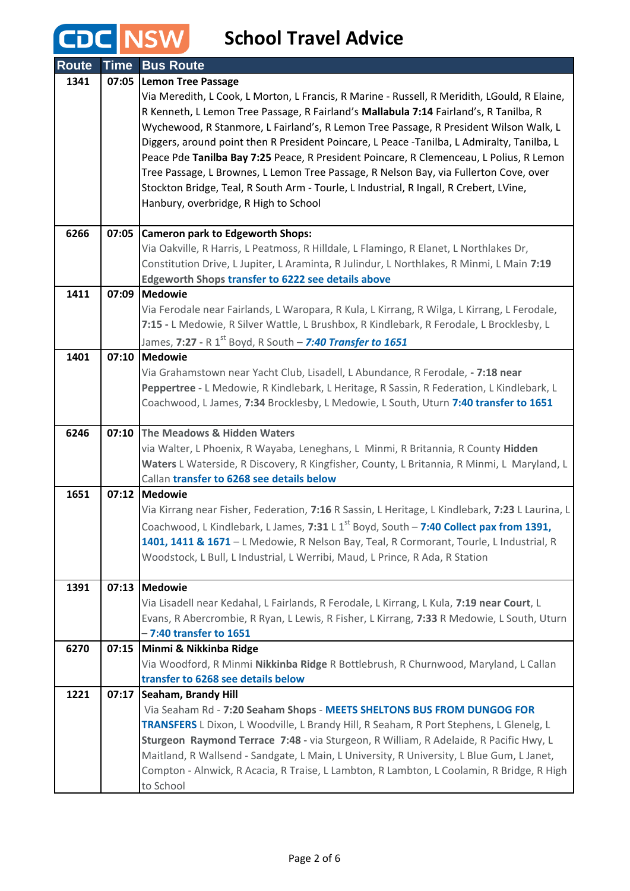# School Travel Advice

| Route | Time | Bus Route |
| --- | --- | --- |
| 1341 | 07:05 | **Lemon Tree Passage**<br>Via Meredith, L Cook, L Morton, L Francis, R Marine - Russell, R Meridith, LGould, R Elaine, R Kenneth, L Lemon Tree Passage, R Fairland's **Mallabula 7:14** Fairland's, R Tanilba, R Wychewood, R Stanmore, L Fairland's, R Lemon Tree Passage, R President Wilson Walk, L Diggers, around point then R President Poincare, L Peace -Tanilba, L Admiralty, Tanilba, L Peace Pde **Tanilba Bay 7:25** Peace, R President Poincare, R Clemenceau, L Polius, R Lemon Tree Passage, L Brownes, L Lemon Tree Passage, R Nelson Bay, via Fullerton Cove, over Stockton Bridge, Teal, R South Arm - Tourle, L Industrial, R Ingall, R Crebert, LVine, Hanbury, overbridge, R High to School |
| 6266 | 07:05 | **Cameron park to Edgeworth Shops:**<br>Via Oakville, R Harris, L Peatmoss, R Hilldale, L Flamingo, R Elanet, L Northlakes Dr, Constitution Drive, L Jupiter, L Araminta, R Julindur, L Northlakes, R Minmi, L Main **7:19 Edgeworth Shops** **transfer to 6222 see details above** |
| 1411 | 07:09 | **Medowie**<br>Via Ferodale near Fairlands, L Waropara, R Kula, L Kirrang, R Wilga, L Kirrang, L Ferodale, **7:15 -** L Medowie, R Silver Wattle, L Brushbox, R Kindlebark, R Ferodale, L Brocklesby, L James, **7:27 -** R 1st Boyd, R South – ***7:40 Transfer to 1651*** |
| 1401 | 07:10 | **Medowie**<br>Via Grahamstown near Yacht Club, Lisadell, L Abundance, R Ferodale, **- 7:18 near Peppertree -** L Medowie, R Kindlebark, L Heritage, R Sassin, R Federation, L Kindlebark, L Coachwood, L James, **7:34** Brocklesby, L Medowie, L South, Uturn **7:40 transfer to 1651** |
| 6246 | 07:10 | **The Meadows & Hidden Waters**<br>via Walter, L Phoenix, R Wayaba, Leneghans, L Minmi, R Britannia, R County **Hidden Waters** L Waterside, R Discovery, R Kingfisher, County, L Britannia, R Minmi, L Maryland, L Callan **transfer to 6268 see details below** |
| 1651 | 07:12 | **Medowie**<br>Via Kirrang near Fisher, Federation, **7:16** R Sassin, L Heritage, L Kindlebark, **7:23** L Laurina, L Coachwood, L Kindlebark, L James, **7:31** L 1st Boyd, South – **7:40 Collect pax from 1391, 1401, 1411 & 1671** – L Medowie, R Nelson Bay, Teal, R Cormorant, Tourle, L Industrial, R Woodstock, L Bull, L Industrial, L Werribi, Maud, L Prince, R Ada, R Station |
| 1391 | 07:13 | **Medowie**<br>Via Lisadell near Kedahal, L Fairlands, R Ferodale, L Kirrang, L Kula, **7:19 near Court**, L Evans, R Abercrombie, R Ryan, L Lewis, R Fisher, L Kirrang, **7:33** R Medowie, L South, Uturn – **7:40 transfer to 1651** |
| 6270 | 07:15 | **Minmi & Nikkinba Ridge**<br>Via Woodford, R Minmi **Nikkinba Ridge** R Bottlebrush, R Churnwood, Maryland, L Callan **transfer to 6268 see details below** |
| 1221 | 07:17 | **Seaham, Brandy Hill**<br>Via Seaham Rd - **7:20 Seaham Shops** - **MEETS SHELTONS BUS FROM DUNGOG FOR TRANSFERS** L Dixon, L Woodville, L Brandy Hill, R Seaham, R Port Stephens, L Glenelg, L **Sturgeon Raymond Terrace 7:48 -** via Sturgeon, R William, R Adelaide, R Pacific Hwy, L Maitland, R Wallsend - Sandgate, L Main, L University, R University, L Blue Gum, L Janet, Compton - Alnwick, R Acacia, R Traise, L Lambton, R Lambton, L Coolamin, R Bridge, R High to School |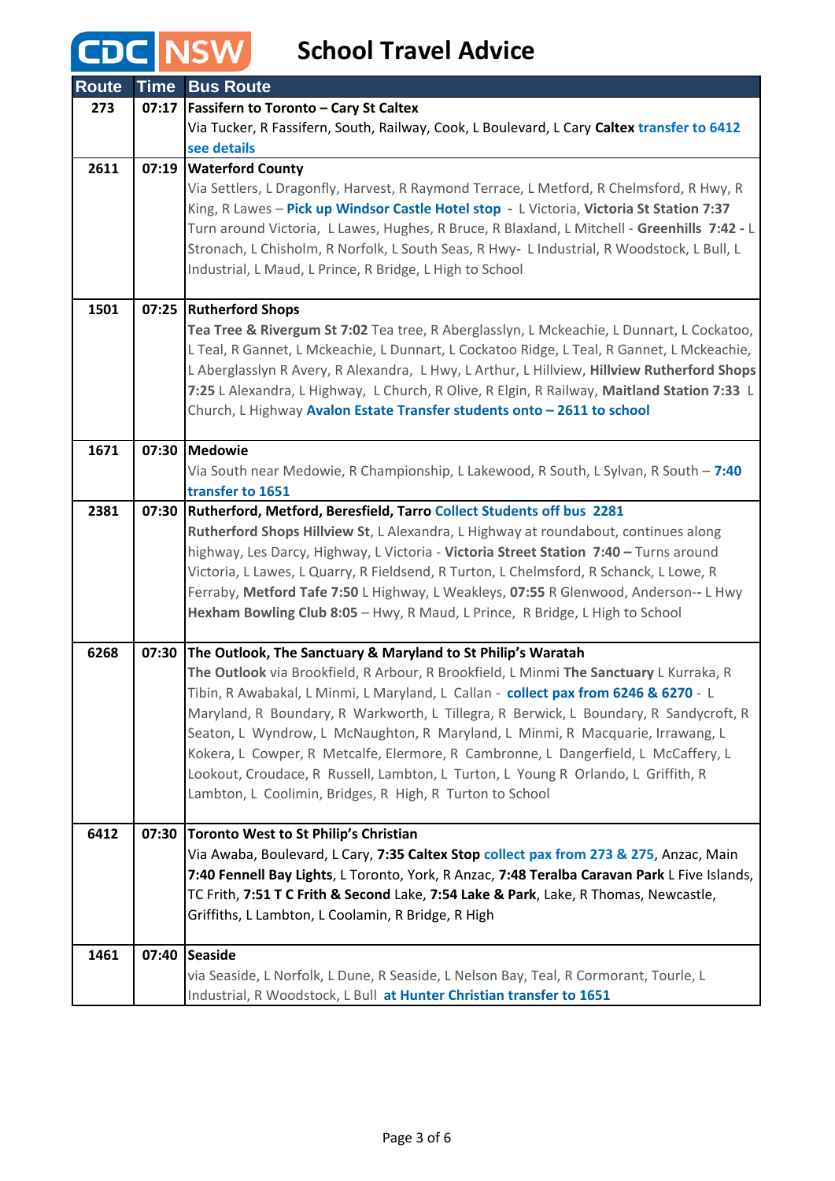# CDC NSW School Travel Advice

| Route | Time | Bus Route |
|---|---|---|
| 273 | 07:17 | **Fassifern to Toronto – Cary St Caltex**<br>Via Tucker, R Fassifern, South, Railway, Cook, L Boulevard, L Cary **Caltex** transfer to 6412 see details |
| 2611 | 07:19 | **Waterford County**<br>Via Settlers, L Dragonfly, Harvest, R Raymond Terrace, L Metford, R Chelmsford, R Hwy, R King, R Lawes – **Pick up Windsor Castle Hotel stop** - L Victoria, **Victoria St Station 7:37** Turn around Victoria, L Lawes, Hughes, R Bruce, R Blaxland, L Mitchell - **Greenhills 7:42 -** L Stronach, L Chisholm, R Norfolk, L South Seas, R Hwy- L Industrial, R Woodstock, L Bull, L Industrial, L Maud, L Prince, R Bridge, L High to School |
| 1501 | 07:25 | **Rutherford Shops**<br>**Tea Tree & Rivergum St 7:02** Tea tree, R Aberglasslyn, L Mckeachie, L Dunnart, L Cockatoo, L Teal, R Gannet, L Mckeachie, L Dunnart, L Cockatoo Ridge, L Teal, R Gannet, L Mckeachie, L Aberglasslyn R Avery, R Alexandra, L Hwy, L Arthur, L Hillview, **Hillview Rutherford Shops 7:25** L Alexandra, L Highway, L Church, R Olive, R Elgin, R Railway, **Maitland Station 7:33** L Church, L Highway **Avalon Estate Transfer students onto – 2611 to school** |
| 1671 | 07:30 | **Medowie**<br>Via South near Medowie, R Championship, L Lakewood, R South, L Sylvan, R South – **7:40 transfer to 1651** |
| 2381 | 07:30 | **Rutherford, Metford, Beresfield, Tarro** Collect Students off bus 2281<br>**Rutherford Shops Hillview St**, L Alexandra, L Highway at roundabout, continues along highway, Les Darcy, Highway, L Victoria - **Victoria Street Station 7:40 –** Turns around Victoria, L Lawes, L Quarry, R Fieldsend, R Turton, L Chelmsford, R Schanck, L Lowe, R Ferraby, **Metford Tafe 7:50** L Highway, L Weakleys, **07:55** R Glenwood, Anderson-- L Hwy **Hexham Bowling Club 8:05** – Hwy, R Maud, L Prince, R Bridge, L High to School |
| 6268 | 07:30 | **The Outlook, The Sanctuary & Maryland to St Philip's Waratah**<br>**The Outlook** via Brookfield, R Arbour, R Brookfield, L Minmi **The Sanctuary** L Kurraka, R Tibin, R Awabakal, L Minmi, L Maryland, L Callan - **collect pax from 6246 & 6270** - L Maryland, R Boundary, R Warkworth, L Tillegra, R Berwick, L Boundary, R Sandycroft, R Seaton, L Wyndrow, L McNaughton, R Maryland, L Minmi, R Macquarie, Irrawang, L Kokera, L Cowper, R Metcalfe, Elermore, R Cambronne, L Dangerfield, L McCaffery, L Lookout, Croudace, R Russell, Lambton, L Turton, L Young R Orlando, L Griffith, R Lambton, L Coolimin, Bridges, R High, R Turton to School |
| 6412 | 07:30 | **Toronto West to St Philip's Christian**<br>Via Awaba, Boulevard, L Cary, **7:35 Caltex Stop** collect pax from 273 & 275, Anzac, Main **7:40 Fennell Bay Lights**, L Toronto, York, R Anzac, **7:48 Teralba Caravan Park** L Five Islands, TC Frith, **7:51 T C Frith & Second** Lake, **7:54 Lake & Park**, Lake, R Thomas, Newcastle, Griffiths, L Lambton, L Coolamin, R Bridge, R High |
| 1461 | 07:40 | **Seaside**<br>via Seaside, L Norfolk, L Dune, R Seaside, L Nelson Bay, Teal, R Cormorant, Tourle, L Industrial, R Woodstock, L Bull **at Hunter Christian transfer to 1651** |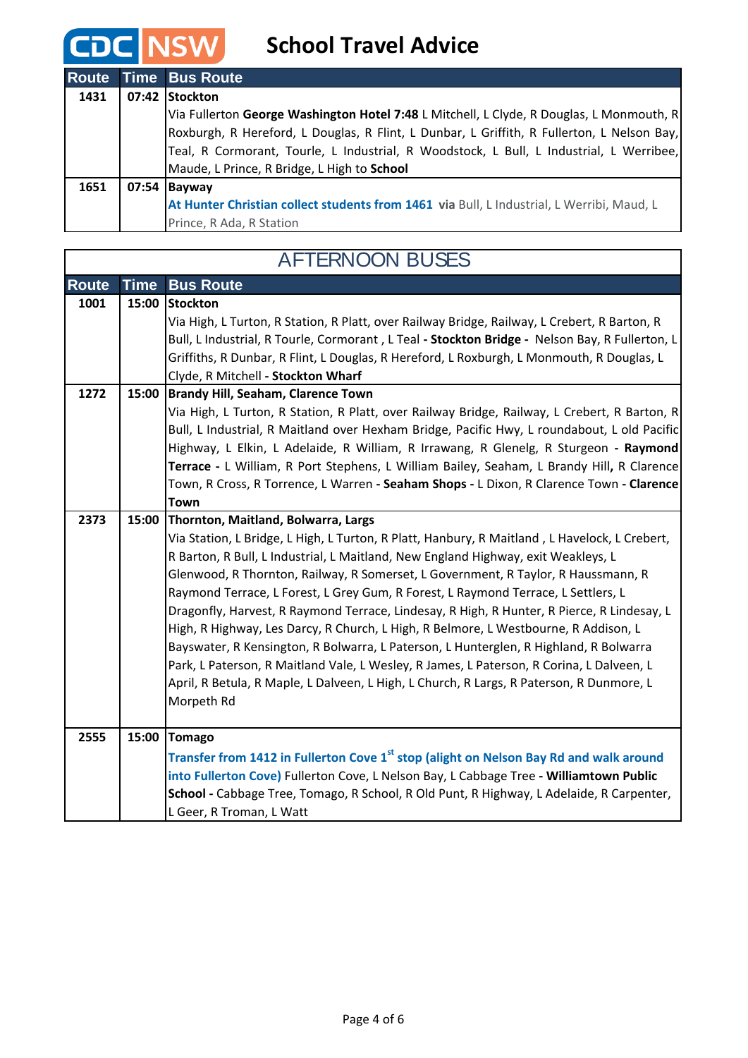# School Travel Advice

| Route | Time | Bus Route |
|---|---|---|
| 1431 | 07:42 | **Stockton** Via Fullerton **George Washington Hotel 7:48** L Mitchell, L Clyde, R Douglas, L Monmouth, R Roxburgh, R Hereford, L Douglas, R Flint, L Dunbar, L Griffith, R Fullerton, L Nelson Bay, Teal, R Cormorant, Tourle, L Industrial, R Woodstock, L Bull, L Industrial, L Werribee, Maude, L Prince, R Bridge, L High to **School** |
| 1651 | 07:54 | **Bayway** **At Hunter Christian collect students from 1461 via** Bull, L Industrial, L Werribi, Maud, L Prince, R Ada, R Station |

## AFTERNOON BUSES

| Route | Time | Bus Route |
|---|---|---|
| 1001 | 15:00 | **Stockton** Via High, L Turton, R Station, R Platt, over Railway Bridge, Railway, L Crebert, R Barton, R Bull, L Industrial, R Tourle, Cormorant , L Teal **- Stockton Bridge -** Nelson Bay, R Fullerton, L Griffiths, R Dunbar, R Flint, L Douglas, R Hereford, L Roxburgh, L Monmouth, R Douglas, L Clyde, R Mitchell **- Stockton Wharf** |
| 1272 | 15:00 | **Brandy Hill, Seaham, Clarence Town** Via High, L Turton, R Station, R Platt, over Railway Bridge, Railway, L Crebert, R Barton, R Bull, L Industrial, R Maitland over Hexham Bridge, Pacific Hwy, L roundabout, L old Pacific Highway, L Elkin, L Adelaide, R William, R Irrawang, R Glenelg, R Sturgeon **- Raymond Terrace -** L William, R Port Stephens, L William Bailey, Seaham, L Brandy Hill, R Clarence Town, R Cross, R Torrence, L Warren **- Seaham Shops -** L Dixon, R Clarence Town **- Clarence Town** |
| 2373 | 15:00 | **Thornton, Maitland, Bolwarra, Largs** Via Station, L Bridge, L High, L Turton, R Platt, Hanbury, R Maitland , L Havelock, L Crebert, R Barton, R Bull, L Industrial, L Maitland, New England Highway, exit Weakleys, L Glenwood, R Thornton, Railway, R Somerset, L Government, R Taylor, R Haussmann, R Raymond Terrace, L Forest, L Grey Gum, R Forest, L Raymond Terrace, L Settlers, L Dragonfly, Harvest, R Raymond Terrace, Lindesay, R High, R Hunter, R Pierce, R Lindesay, L High, R Highway, Les Darcy, R Church, L High, R Belmore, L Westbourne, R Addison, L Bayswater, R Kensington, R Bolwarra, L Paterson, L Hunterglen, R Highland, R Bolwarra Park, L Paterson, R Maitland Vale, L Wesley, R James, L Paterson, R Corina, L Dalveen, L April, R Betula, R Maple, L Dalveen, L High, L Church, R Largs, R Paterson, R Dunmore, L Morpeth Rd |
| 2555 | 15:00 | **Tomago** **Transfer from 1412 in Fullerton Cove 1st stop (alight on Nelson Bay Rd and walk around into Fullerton Cove)** Fullerton Cove, L Nelson Bay, L Cabbage Tree **- Williamtown Public School -** Cabbage Tree, Tomago, R School, R Old Punt, R Highway, L Adelaide, R Carpenter, L Geer, R Troman, L Watt |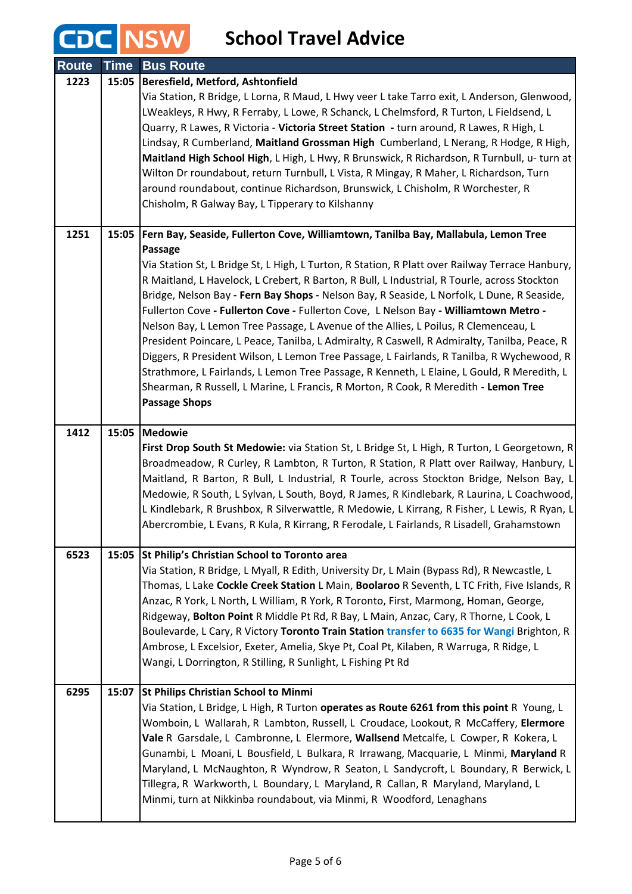# CDC NSW School Travel Advice

| Route | Time | Bus Route |
|---|---|---|
| 1223 | 15:05 | **Beresfield, Metford, Ashtonfield**<br>Via Station, R Bridge, L Lorna, R Maud, L Hwy veer L take Tarro exit, L Anderson, Glenwood, LWeakleys, R Hwy, R Ferraby, L Lowe, R Schanck, L Chelmsford, R Turton, L Fieldsend, L Quarry, R Lawes, R Victoria - **Victoria Street Station -** turn around, R Lawes, R High, L Lindsay, R Cumberland, **Maitland Grossman High** Cumberland, L Nerang, R Hodge, R High, **Maitland High School High**, L High, L Hwy, R Brunswick, R Richardson, R Turnbull, u- turn at Wilton Dr roundabout, return Turnbull, L Vista, R Mingay, R Maher, L Richardson, Turn around roundabout, continue Richardson, Brunswick, L Chisholm, R Worchester, R Chisholm, R Galway Bay, L Tipperary to Kilshanny |
| 1251 | 15:05 | **Fern Bay, Seaside, Fullerton Cove, Williamtown, Tanilba Bay, Mallabula, Lemon Tree Passage**<br>Via Station St, L Bridge St, L High, L Turton, R Station, R Platt over Railway Terrace Hanbury, R Maitland, L Havelock, L Crebert, R Barton, R Bull, L Industrial, R Tourle, across Stockton Bridge, Nelson Bay **- Fern Bay Shops -** Nelson Bay, R Seaside, L Norfolk, L Dune, R Seaside, Fullerton Cove **- Fullerton Cove -** Fullerton Cove, L Nelson Bay **- Williamtown Metro -** Nelson Bay, L Lemon Tree Passage, L Avenue of the Allies, L Poilus, R Clemenceau, L President Poincare, L Peace, Tanilba, L Admiralty, R Caswell, R Admiralty, Tanilba, Peace, R Diggers, R President Wilson, L Lemon Tree Passage, L Fairlands, R Tanilba, R Wychewood, R Strathmore, L Fairlands, L Lemon Tree Passage, R Kenneth, L Elaine, L Gould, R Meredith, L Shearman, R Russell, L Marine, L Francis, R Morton, R Cook, R Meredith **- Lemon Tree Passage Shops** |
| 1412 | 15:05 | **Medowie**<br>**First Drop South St Medowie:** via Station St, L Bridge St, L High, R Turton, L Georgetown, R Broadmeadow, R Curley, R Lambton, R Turton, R Station, R Platt over Railway, Hanbury, L Maitland, R Barton, R Bull, L Industrial, R Tourle, across Stockton Bridge, Nelson Bay, L Medowie, R South, L Sylvan, L South, Boyd, R James, R Kindlebark, R Laurina, L Coachwood, L Kindlebark, R Brushbox, R Silverwattle, R Medowie, L Kirrang, R Fisher, L Lewis, R Ryan, L Abercrombie, L Evans, R Kula, R Kirrang, R Ferodale, L Fairlands, R Lisadell, Grahamstown |
| 6523 | 15:05 | **St Philip's Christian School to Toronto area**<br>Via Station, R Bridge, L Myall, R Edith, University Dr, L Main (Bypass Rd), R Newcastle, L Thomas, L Lake **Cockle Creek Station** L Main, **Boolaroo** R Seventh, L TC Frith, Five Islands, R Anzac, R York, L North, L William, R York, R Toronto, First, Marmong, Homan, George, Ridgeway, **Bolton Point** R Middle Pt Rd, R Bay, L Main, Anzac, Cary, R Thorne, L Cook, L Boulevarde, L Cary, R Victory **Toronto Train Station** transfer to 6635 for Wangi Brighton, R Ambrose, L Excelsior, Exeter, Amelia, Skye Pt, Coal Pt, Kilaben, R Warruga, R Ridge, L Wangi, L Dorrington, R Stilling, R Sunlight, L Fishing Pt Rd |
| 6295 | 15:07 | **St Philips Christian School to Minmi**<br>Via Station, L Bridge, L High, R Turton **operates as Route 6261 from this point** R Young, L Womboin, L Wallarah, R Lambton, Russell, L Croudace, Lookout, R McCaffery, **Elermore Vale** R Garsdale, L Cambronne, L Elermore, **Wallsend** Metcalfe, L Cowper, R Kokera, L Gunambi, L Moani, L Bousfield, L Bulkara, R Irrawang, Macquarie, L Minmi, **Maryland** R Maryland, L McNaughton, R Wyndrow, R Seaton, L Sandycroft, L Boundary, R Berwick, L Tillegra, R Warkworth, L Boundary, L Maryland, R Callan, R Maryland, Maryland, L Minmi, turn at Nikkinba roundabout, via Minmi, R Woodford, Lenaghans |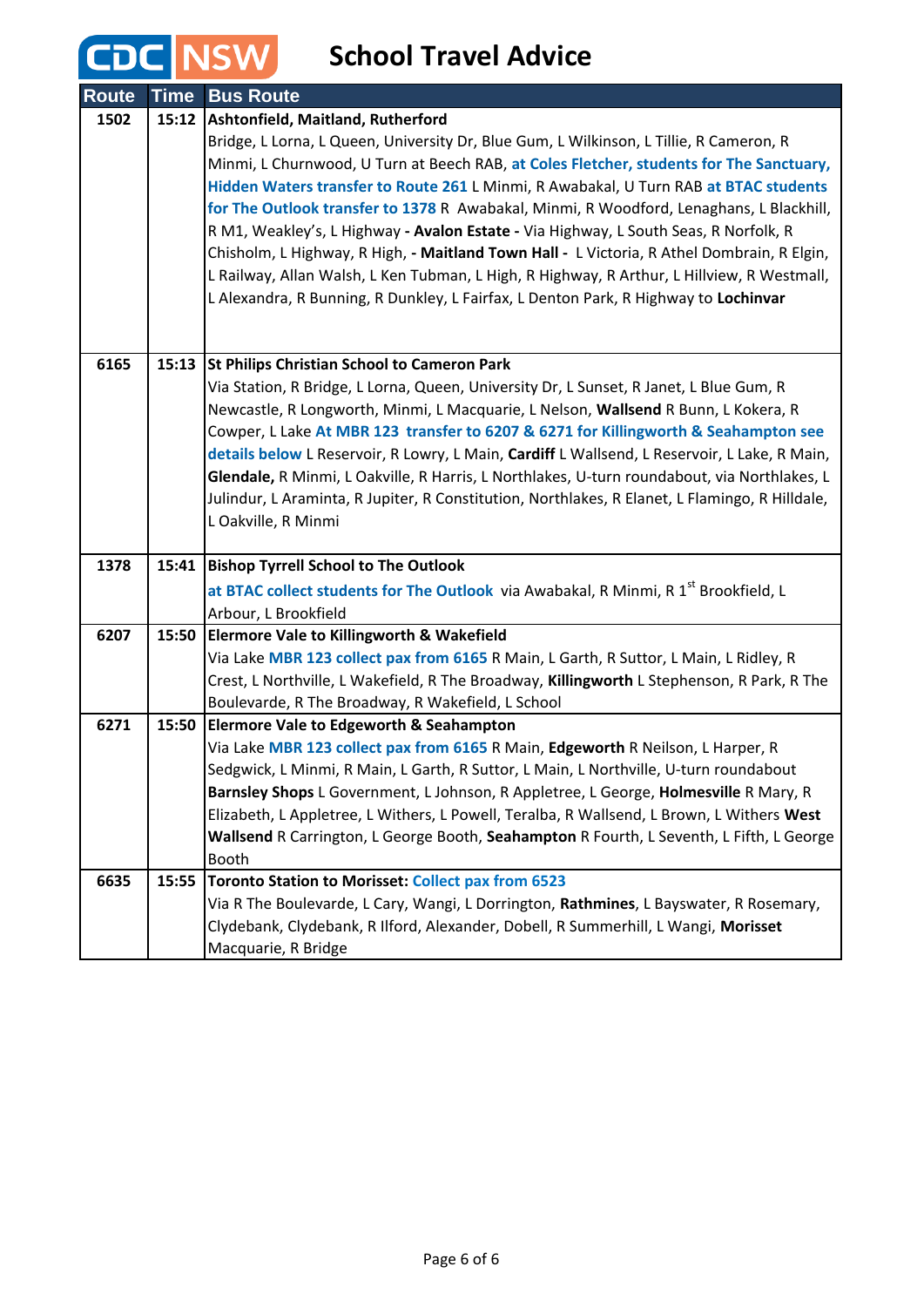# CDC NSW School Travel Advice

| Route | Time | Bus Route |
|---|---|---|
| 1502 | 15:12 | **Ashtonfield, Maitland, Rutherford** Bridge, L Lorna, L Queen, University Dr, Blue Gum, L Wilkinson, L Tillie, R Cameron, R Minmi, L Churnwood, U Turn at Beech RAB, **at Coles Fletcher, students for The Sanctuary, Hidden Waters transfer to Route 261** L Minmi, R Awabakal, U Turn RAB **at BTAC students for The Outlook transfer to 1378** R Awabakal, Minmi, R Woodford, Lenaghans, L Blackhill, R M1, Weakley's, L Highway **- Avalon Estate -** Via Highway, L South Seas, R Norfolk, R Chisholm, L Highway, R High, **- Maitland Town Hall -** L Victoria, R Athel Dombrain, R Elgin, L Railway, Allan Walsh, L Ken Tubman, L High, R Highway, R Arthur, L Hillview, R Westmall, L Alexandra, R Bunning, R Dunkley, L Fairfax, L Denton Park, R Highway to **Lochinvar** |
| 6165 | 15:13 | **St Philips Christian School to Cameron Park** Via Station, R Bridge, L Lorna, Queen, University Dr, L Sunset, R Janet, L Blue Gum, R Newcastle, R Longworth, Minmi, L Macquarie, L Nelson, **Wallsend** R Bunn, L Kokera, R Cowper, L Lake **At MBR 123 transfer to 6207 & 6271 for Killingworth & Seahampton see details below** L Reservoir, R Lowry, L Main, **Cardiff** L Wallsend, L Reservoir, L Lake, R Main, **Glendale,** R Minmi, L Oakville, R Harris, L Northlakes, U-turn roundabout, via Northlakes, L Julindur, L Araminta, R Jupiter, R Constitution, Northlakes, R Elanet, L Flamingo, R Hilldale, L Oakville, R Minmi |
| 1378 | 15:41 | **Bishop Tyrrell School to The Outlook** **at BTAC collect students for The Outlook** via Awabakal, R Minmi, R 1st Brookfield, L Arbour, L Brookfield |
| 6207 | 15:50 | **Elermore Vale to Killingworth & Wakefield** Via Lake **MBR 123 collect pax from 6165** R Main, L Garth, R Suttor, L Main, L Ridley, R Crest, L Northville, L Wakefield, R The Broadway, **Killingworth** L Stephenson, R Park, R The Boulevarde, R The Broadway, R Wakefield, L School |
| 6271 | 15:50 | **Elermore Vale to Edgeworth & Seahampton** Via Lake **MBR 123 collect pax from 6165** R Main, **Edgeworth** R Neilson, L Harper, R Sedgwick, L Minmi, R Main, L Garth, R Suttor, L Main, L Northville, U-turn roundabout **Barnsley Shops** L Government, L Johnson, R Appletree, L George, **Holmesville** R Mary, R Elizabeth, L Appletree, L Withers, L Powell, Teralba, R Wallsend, L Brown, L Withers **West Wallsend** R Carrington, L George Booth, **Seahampton** R Fourth, L Seventh, L Fifth, L George Booth |
| 6635 | 15:55 | **Toronto Station to Morisset: Collect pax from 6523** Via R The Boulevarde, L Cary, Wangi, L Dorrington, **Rathmines**, L Bayswater, R Rosemary, Clydebank, Clydebank, R Ilford, Alexander, Dobell, R Summerhill, L Wangi, **Morisset** Macquarie, R Bridge |